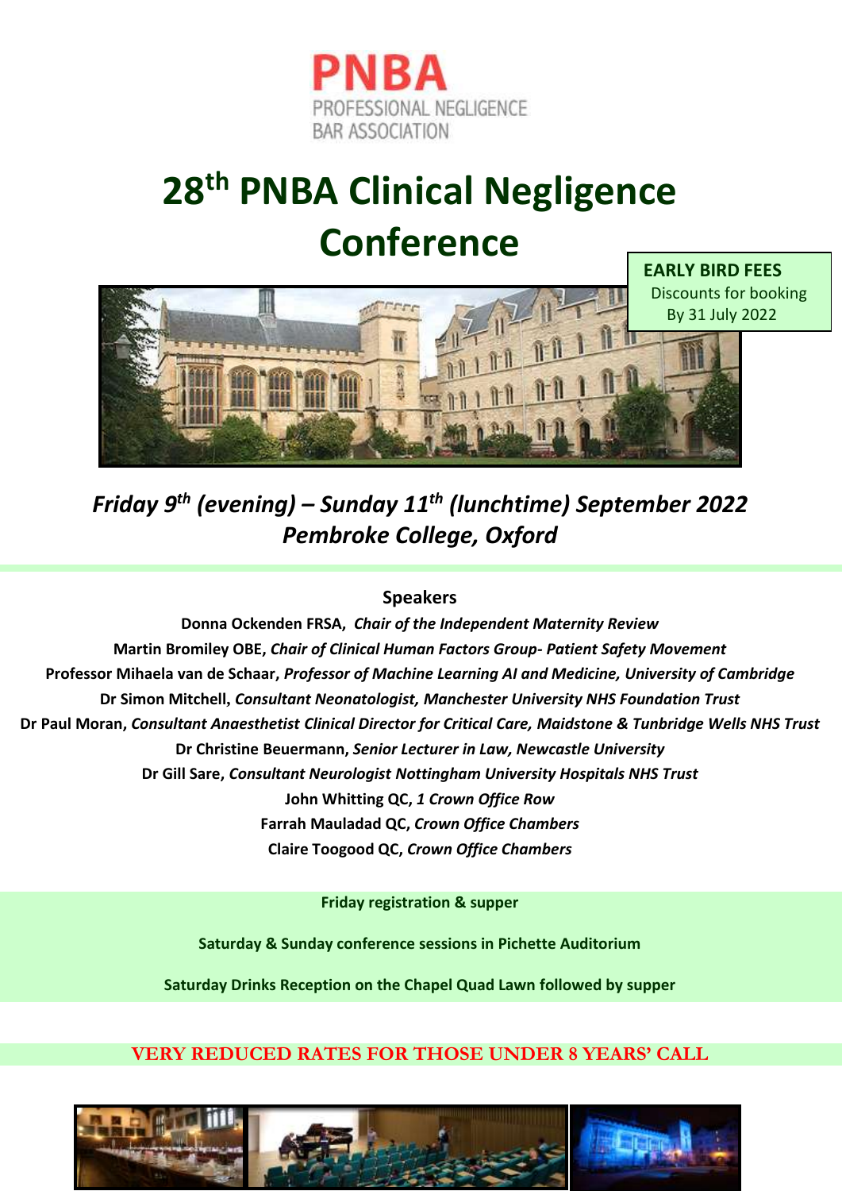**PNBA**
PROFESSIONAL NEGLIGENCE
BAR ASSOCIATION

# 28th PNBA Clinical Negligence Conference

**EARLY BIRD FEES**
Discounts for booking
By 31 July 2022

***Friday 9th (evening) – Sunday 11th (lunchtime) September 2022***
***Pembroke College, Oxford***

## Speakers

**Donna Ockenden FRSA,** ***Chair of the Independent Maternity Review***
**Martin Bromiley OBE,** ***Chair of Clinical Human Factors Group- Patient Safety Movement***
**Professor Mihaela van de Schaar,** ***Professor of Machine Learning AI and Medicine, University of Cambridge***
**Dr Simon Mitchell,** ***Consultant Neonatologist, Manchester University NHS Foundation Trust***
**Dr Paul Moran,** ***Consultant Anaesthetist Clinical Director for Critical Care, Maidstone & Tunbridge Wells NHS Trust***
**Dr Christine Beuermann,** ***Senior Lecturer in Law, Newcastle University***
**Dr Gill Sare,** ***Consultant Neurologist Nottingham University Hospitals NHS Trust***
**John Whitting QC,** ***1 Crown Office Row***
**Farrah Mauladad QC,** ***Crown Office Chambers***
**Claire Toogood QC,** ***Crown Office Chambers***

**Friday registration & supper**

**Saturday & Sunday conference sessions in Pichette Auditorium**

**Saturday Drinks Reception on the Chapel Quad Lawn followed by supper**

**VERY REDUCED RATES FOR THOSE UNDER 8 YEARS' CALL**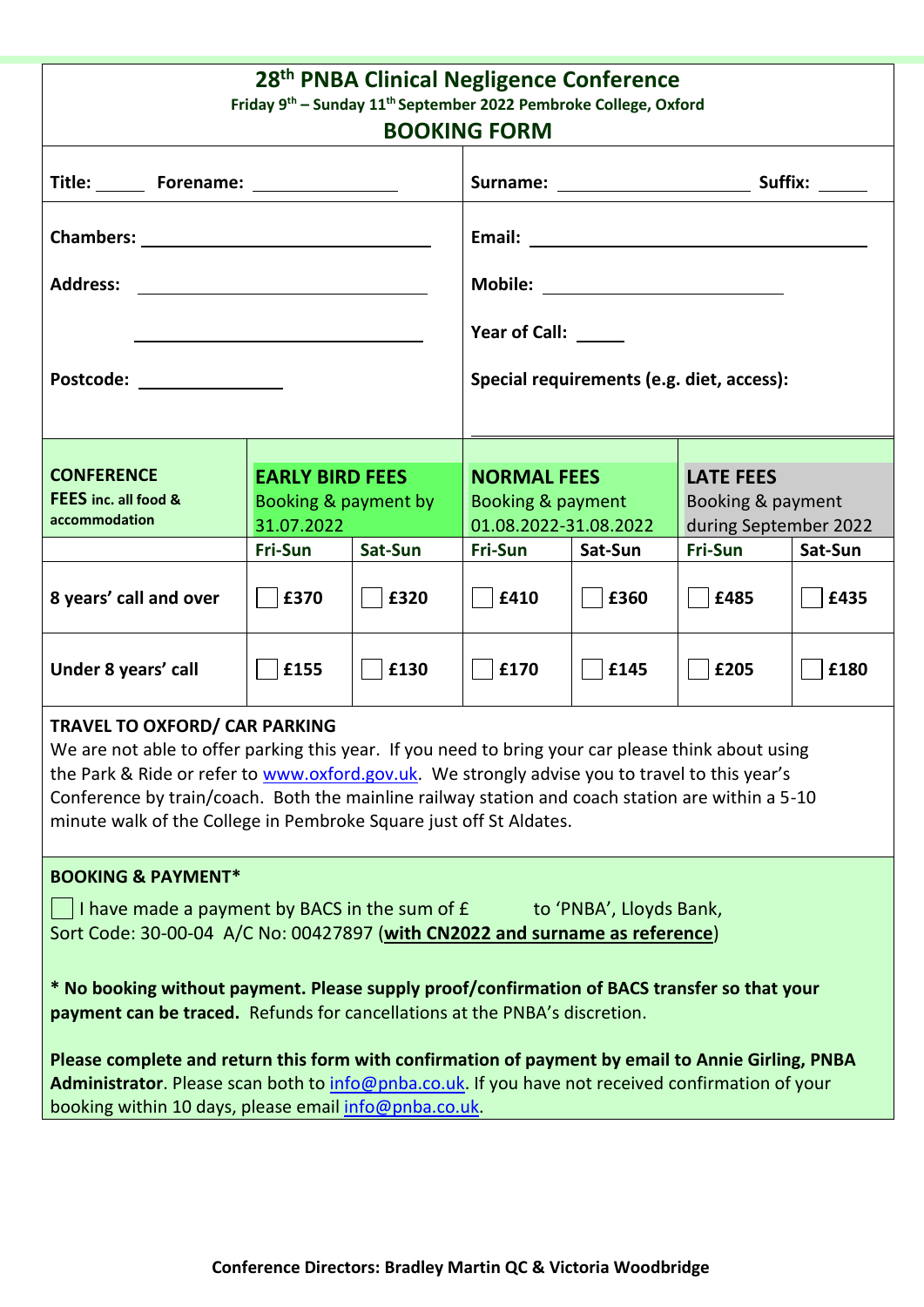# 28th PNBA Clinical Negligence Conference

**Friday 9th – Sunday 11th September 2022 Pembroke College, Oxford**

## BOOKING FORM

**Title:** ______ **Forename:** ________________ **Surname:** ____________________ **Suffix:** ______

**Chambers:** ________________________________

**Email:** ________________________________

**Address:** ________________________________

________________________________

**Mobile:** ________________________

**Year of Call:** _____

**Postcode:** ______________

**Special requirements (e.g. diet, access):**

________________________________

| **CONFERENCE FEES** inc. all food & accommodation | **EARLY BIRD FEES** Booking & payment by 31.07.2022 | | **NORMAL FEES** Booking & payment 01.08.2022-31.08.2022 | | **LATE FEES** Booking & payment during September 2022 | |
|---|---|---|---|---|---|---|
| | **Fri-Sun** | **Sat-Sun** | **Fri-Sun** | **Sat-Sun** | **Fri-Sun** | **Sat-Sun** |
| **8 years' call and over** | ☐ **£370** | ☐ **£320** | ☐ **£410** | ☐ **£360** | ☐ **£485** | ☐ **£435** |
| **Under 8 years' call** | ☐ **£155** | ☐ **£130** | ☐ **£170** | ☐ **£145** | ☐ **£205** | ☐ **£180** |

**TRAVEL TO OXFORD/ CAR PARKING**

We are not able to offer parking this year. If you need to bring your car please think about using the Park & Ride or refer to www.oxford.gov.uk. We strongly advise you to travel to this year's Conference by train/coach. Both the mainline railway station and coach station are within a 5-10 minute walk of the College in Pembroke Square just off St Aldates.

**BOOKING & PAYMENT***

☐ I have made a payment by BACS in the sum of £ ________ to 'PNBA', Lloyds Bank, Sort Code: 30-00-04 A/C No: 00427897 (**with CN2022 and surname as reference**)

**\* No booking without payment. Please supply proof/confirmation of BACS transfer so that your payment can be traced.** Refunds for cancellations at the PNBA's discretion.

**Please complete and return this form with confirmation of payment by email to Annie Girling, PNBA Administrator**. Please scan both to info@pnba.co.uk. If you have not received confirmation of your booking within 10 days, please email info@pnba.co.uk.

**Conference Directors: Bradley Martin QC & Victoria Woodbridge**